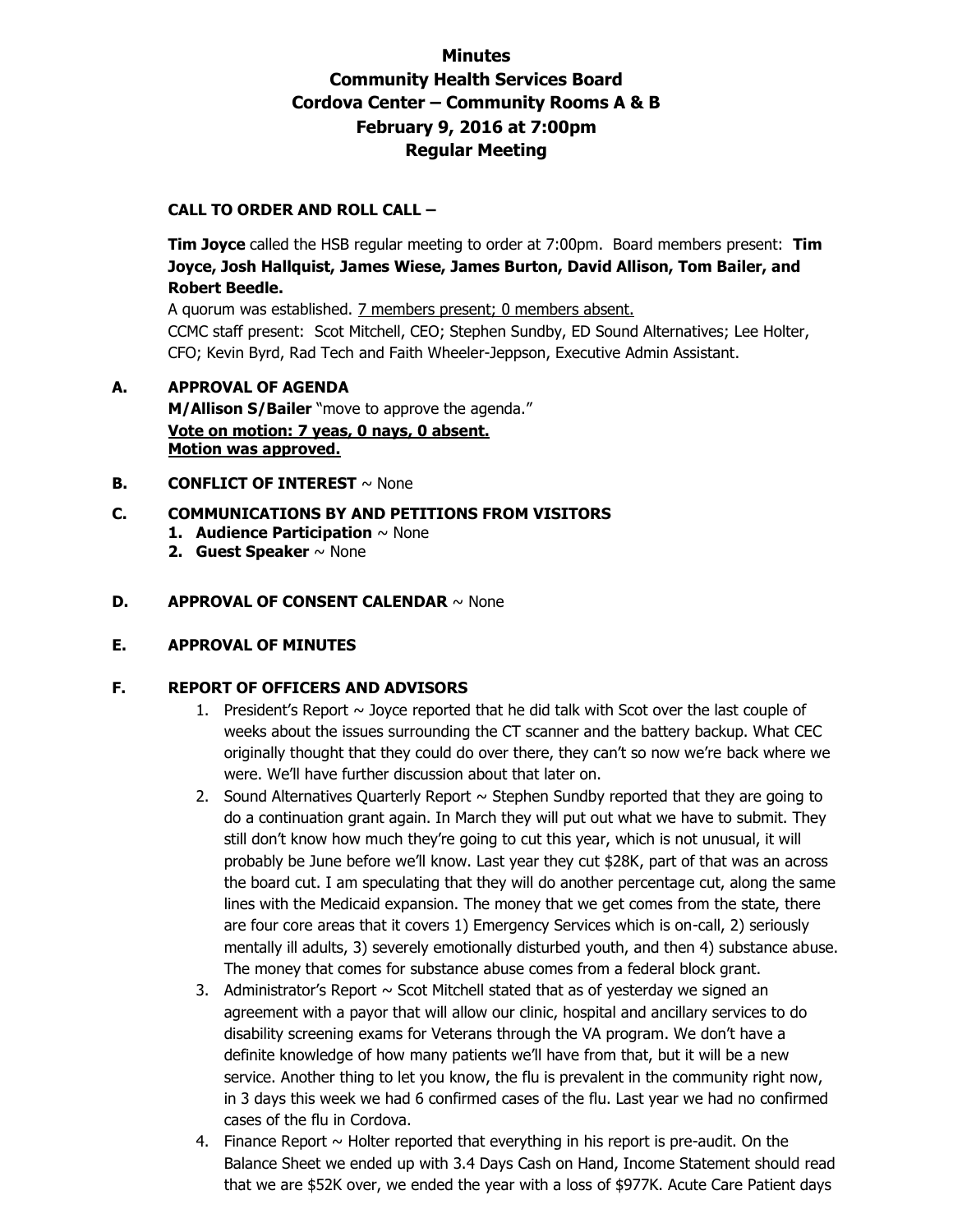# Minutes
# Community Health Services Board
# Cordova Center – Community Rooms A & B
# February 9, 2016 at 7:00pm
# Regular Meeting

**CALL TO ORDER AND ROLL CALL –**

**Tim Joyce** called the HSB regular meeting to order at 7:00pm. Board members present: **Tim Joyce, Josh Hallquist, James Wiese, James Burton, David Allison, Tom Bailer, and Robert Beedle.**

A quorum was established. 7 members present; 0 members absent.

CCMC staff present: Scot Mitchell, CEO; Stephen Sundby, ED Sound Alternatives; Lee Holter, CFO; Kevin Byrd, Rad Tech and Faith Wheeler-Jeppson, Executive Admin Assistant.

**A. APPROVAL OF AGENDA**

**M/Allison S/Bailer** "move to approve the agenda."

**Vote on motion: 7 yeas, 0 nays, 0 absent.**
**Motion was approved.**

**B. CONFLICT OF INTEREST** ~ None

**C. COMMUNICATIONS BY AND PETITIONS FROM VISITORS**

1. **Audience Participation** ~ None
2. **Guest Speaker** ~ None

**D. APPROVAL OF CONSENT CALENDAR** ~ None

**E. APPROVAL OF MINUTES**

**F. REPORT OF OFFICERS AND ADVISORS**

1. President's Report ~ Joyce reported that he did talk with Scot over the last couple of weeks about the issues surrounding the CT scanner and the battery backup. What CEC originally thought that they could do over there, they can't so now we're back where we were. We'll have further discussion about that later on.
2. Sound Alternatives Quarterly Report ~ Stephen Sundby reported that they are going to do a continuation grant again. In March they will put out what we have to submit. They still don't know how much they're going to cut this year, which is not unusual, it will probably be June before we'll know. Last year they cut $28K, part of that was an across the board cut. I am speculating that they will do another percentage cut, along the same lines with the Medicaid expansion. The money that we get comes from the state, there are four core areas that it covers 1) Emergency Services which is on-call, 2) seriously mentally ill adults, 3) severely emotionally disturbed youth, and then 4) substance abuse. The money that comes for substance abuse comes from a federal block grant.
3. Administrator's Report ~ Scot Mitchell stated that as of yesterday we signed an agreement with a payor that will allow our clinic, hospital and ancillary services to do disability screening exams for Veterans through the VA program. We don't have a definite knowledge of how many patients we'll have from that, but it will be a new service. Another thing to let you know, the flu is prevalent in the community right now, in 3 days this week we had 6 confirmed cases of the flu. Last year we had no confirmed cases of the flu in Cordova.
4. Finance Report ~ Holter reported that everything in his report is pre-audit. On the Balance Sheet we ended up with 3.4 Days Cash on Hand, Income Statement should read that we are $52K over, we ended the year with a loss of $977K. Acute Care Patient days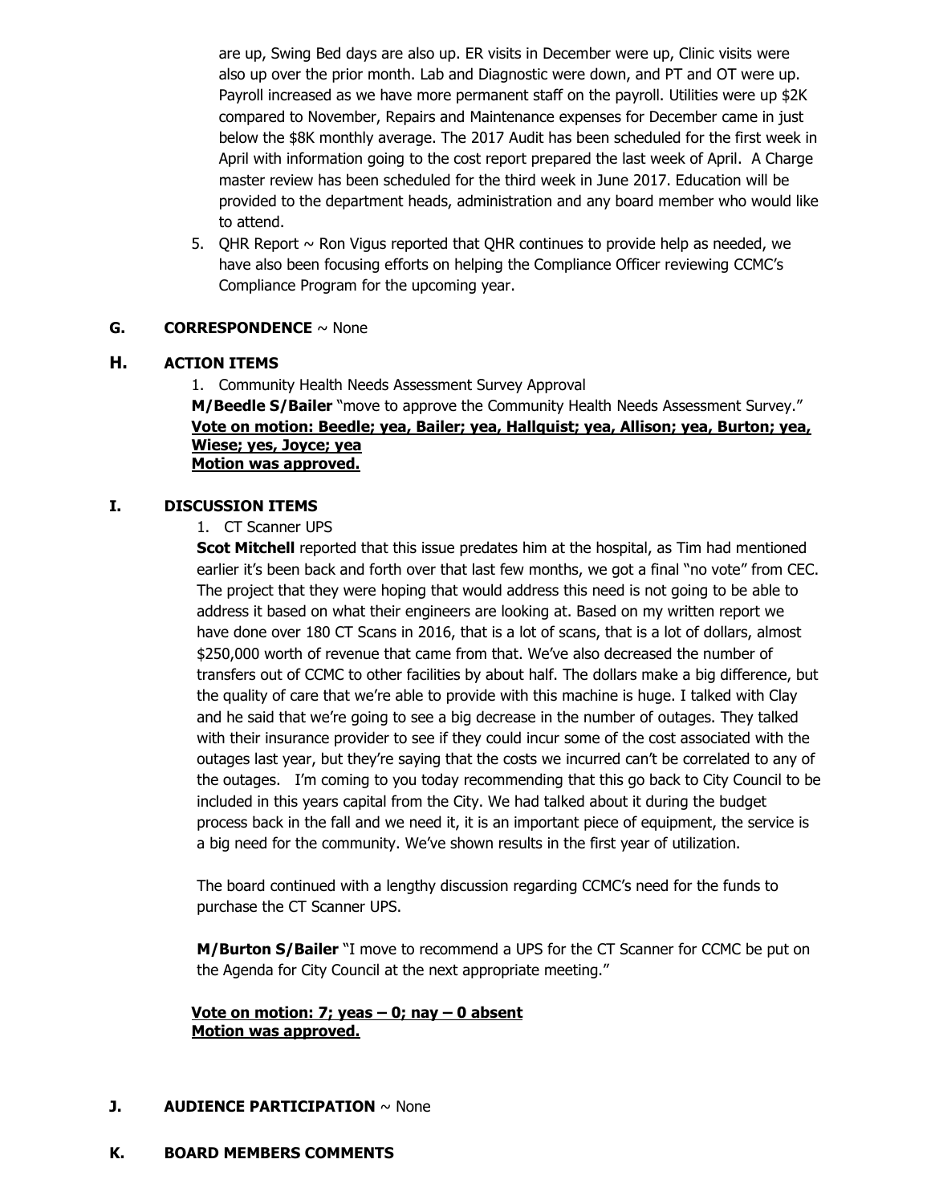are up, Swing Bed days are also up. ER visits in December were up, Clinic visits were also up over the prior month. Lab and Diagnostic were down, and PT and OT were up. Payroll increased as we have more permanent staff on the payroll. Utilities were up $2K compared to November, Repairs and Maintenance expenses for December came in just below the $8K monthly average. The 2017 Audit has been scheduled for the first week in April with information going to the cost report prepared the last week of April. A Charge master review has been scheduled for the third week in June 2017. Education will be provided to the department heads, administration and any board member who would like to attend.

5. QHR Report ~ Ron Vigus reported that QHR continues to provide help as needed, we have also been focusing efforts on helping the Compliance Officer reviewing CCMC's Compliance Program for the upcoming year.

## G. CORRESPONDENCE ~ None

## H. ACTION ITEMS

1. Community Health Needs Assessment Survey Approval

**M/Beedle S/Bailer** "move to approve the Community Health Needs Assessment Survey."
**Vote on motion: Beedle; yea, Bailer; yea, Hallquist; yea, Allison; yea, Burton; yea, Wiese; yes, Joyce; yea**
**Motion was approved.**

## I. DISCUSSION ITEMS

1. CT Scanner UPS

**Scot Mitchell** reported that this issue predates him at the hospital, as Tim had mentioned earlier it's been back and forth over that last few months, we got a final "no vote" from CEC. The project that they were hoping that would address this need is not going to be able to address it based on what their engineers are looking at. Based on my written report we have done over 180 CT Scans in 2016, that is a lot of scans, that is a lot of dollars, almost $250,000 worth of revenue that came from that. We've also decreased the number of transfers out of CCMC to other facilities by about half. The dollars make a big difference, but the quality of care that we're able to provide with this machine is huge. I talked with Clay and he said that we're going to see a big decrease in the number of outages. They talked with their insurance provider to see if they could incur some of the cost associated with the outages last year, but they're saying that the costs we incurred can't be correlated to any of the outages. I'm coming to you today recommending that this go back to City Council to be included in this years capital from the City. We had talked about it during the budget process back in the fall and we need it, it is an important piece of equipment, the service is a big need for the community. We've shown results in the first year of utilization.

The board continued with a lengthy discussion regarding CCMC's need for the funds to purchase the CT Scanner UPS.

**M/Burton S/Bailer** "I move to recommend a UPS for the CT Scanner for CCMC be put on the Agenda for City Council at the next appropriate meeting."

**Vote on motion: 7; yeas – 0; nay – 0 absent**
**Motion was approved.**

## J. AUDIENCE PARTICIPATION ~ None

## K. BOARD MEMBERS COMMENTS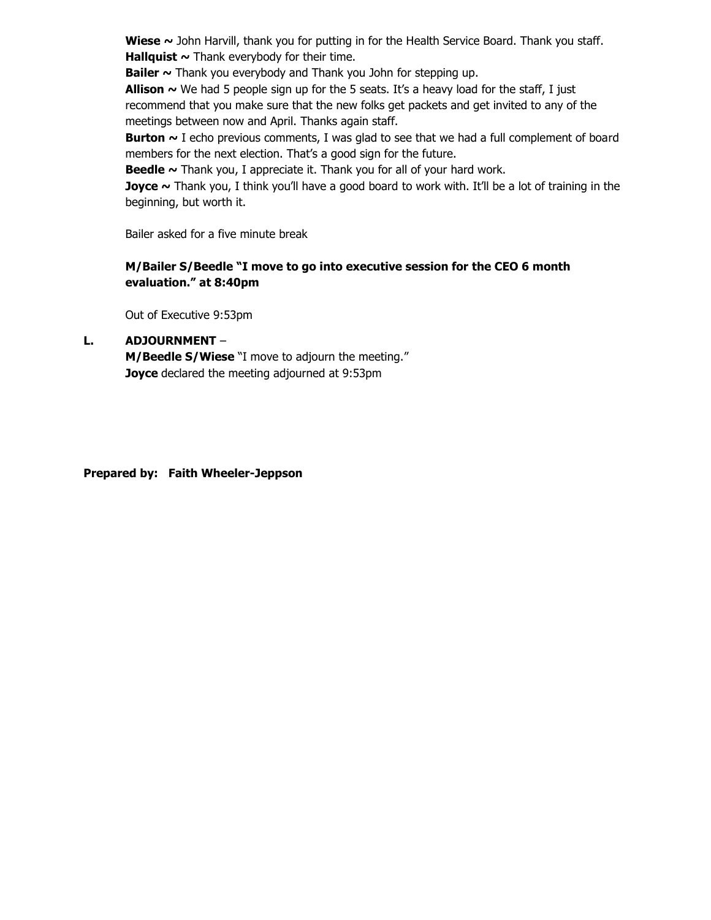**Wiese ~** John Harvill, thank you for putting in for the Health Service Board. Thank you staff.
**Hallquist ~** Thank everybody for their time.
**Bailer ~** Thank you everybody and Thank you John for stepping up.
**Allison ~** We had 5 people sign up for the 5 seats. It's a heavy load for the staff, I just recommend that you make sure that the new folks get packets and get invited to any of the meetings between now and April. Thanks again staff.
**Burton ~** I echo previous comments, I was glad to see that we had a full complement of board members for the next election. That's a good sign for the future.
**Beedle ~** Thank you, I appreciate it. Thank you for all of your hard work.
**Joyce ~** Thank you, I think you'll have a good board to work with. It'll be a lot of training in the beginning, but worth it.

Bailer asked for a five minute break

**M/Bailer S/Beedle "I move to go into executive session for the CEO 6 month evaluation." at 8:40pm**

Out of Executive 9:53pm

**L. ADJOURNMENT** –
**M/Beedle S/Wiese** "I move to adjourn the meeting."
**Joyce** declared the meeting adjourned at 9:53pm

**Prepared by: Faith Wheeler-Jeppson**